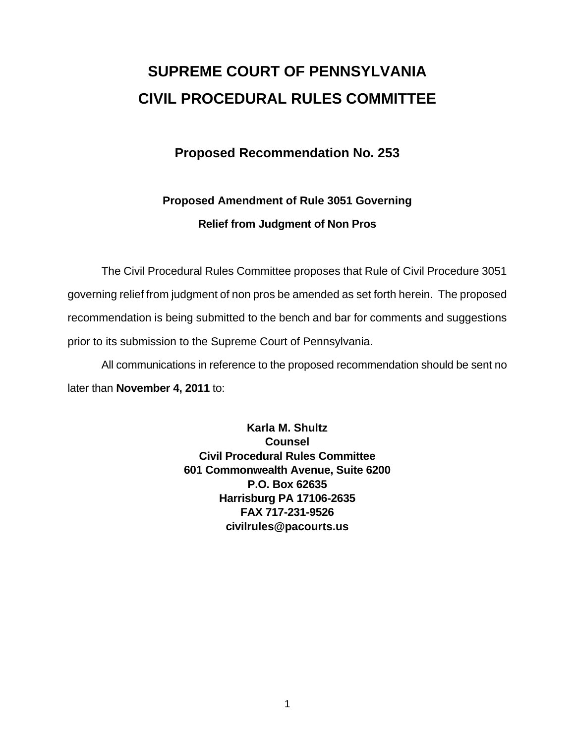# SUPREME COURT OF PENNSYLVANIA
# CIVIL PROCEDURAL RULES COMMITTEE

## Proposed Recommendation No. 253

### Proposed Amendment of Rule 3051 Governing Relief from Judgment of Non Pros

The Civil Procedural Rules Committee proposes that Rule of Civil Procedure 3051 governing relief from judgment of non pros be amended as set forth herein. The proposed recommendation is being submitted to the bench and bar for comments and suggestions prior to its submission to the Supreme Court of Pennsylvania.

All communications in reference to the proposed recommendation should be sent no later than **November 4, 2011** to:

**Karla M. Shultz**
**Counsel**
**Civil Procedural Rules Committee**
**601 Commonwealth Avenue, Suite 6200**
**P.O. Box 62635**
**Harrisburg PA 17106-2635**
**FAX 717-231-9526**
**civilrules@pacourts.us**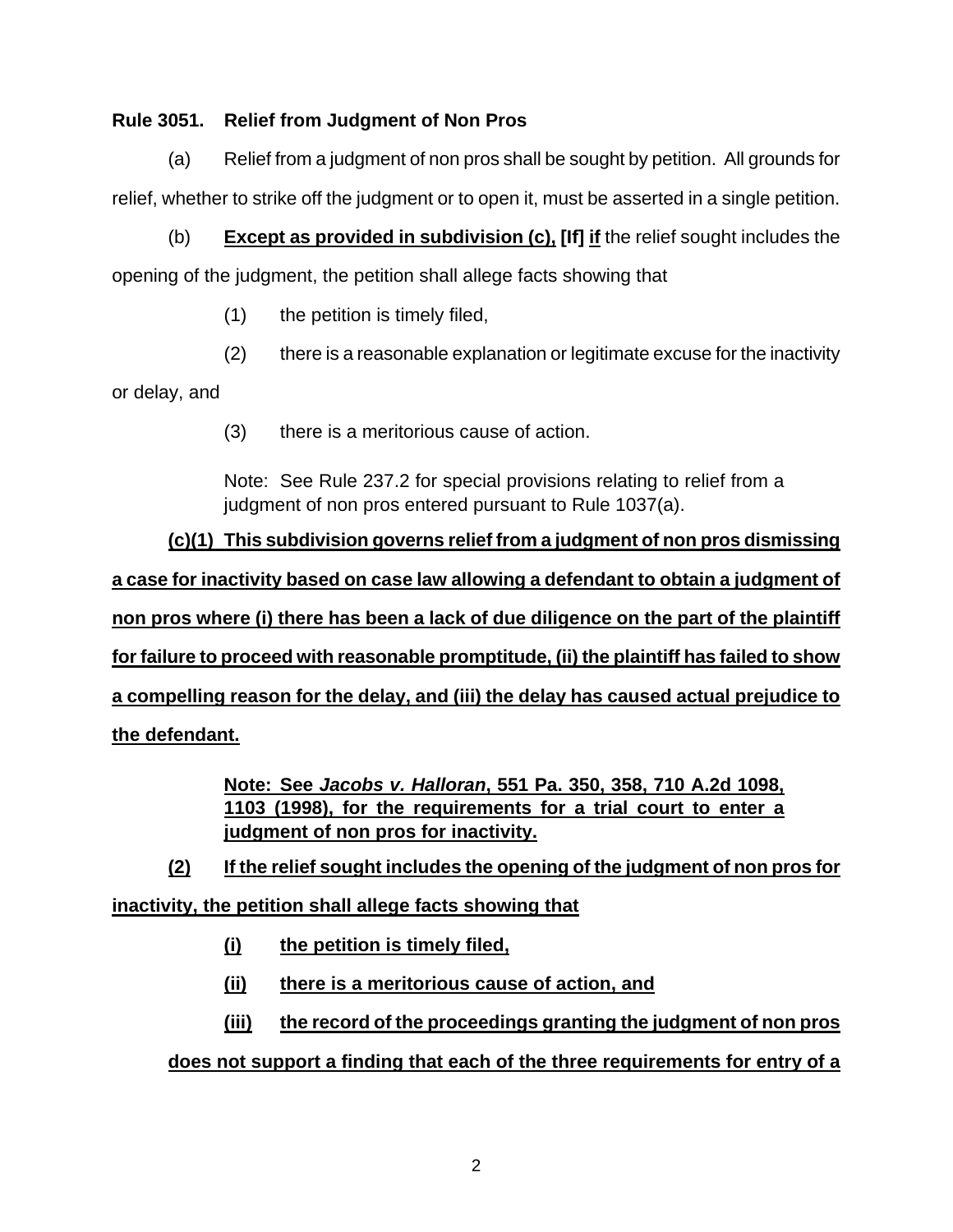**Rule 3051. Relief from Judgment of Non Pros**

(a) Relief from a judgment of non pros shall be sought by petition. All grounds for relief, whether to strike off the judgment or to open it, must be asserted in a single petition.

(b) **<u>Except as provided in subdivision (c),</u> [If] <u>if</u>** the relief sought includes the opening of the judgment, the petition shall allege facts showing that

(1) the petition is timely filed,

(2) there is a reasonable explanation or legitimate excuse for the inactivity or delay, and

(3) there is a meritorious cause of action.

Note: See Rule 237.2 for special provisions relating to relief from a judgment of non pros entered pursuant to Rule 1037(a).

**<u>(c)(1) This subdivision governs relief from a judgment of non pros dismissing a case for inactivity based on case law allowing a defendant to obtain a judgment of non pros where (i) there has been a lack of due diligence on the part of the plaintiff for failure to proceed with reasonable promptitude, (ii) the plaintiff has failed to show a compelling reason for the delay, and (iii) the delay has caused actual prejudice to the defendant.</u>**

**<u>Note: See *Jacobs v. Halloran*, 551 Pa. 350, 358, 710 A.2d 1098, 1103 (1998), for the requirements for a trial court to enter a judgment of non pros for inactivity.</u>**

**<u>(2) If the relief sought includes the opening of the judgment of non pros for inactivity, the petition shall allege facts showing that</u>**

**<u>(i) the petition is timely filed,</u>**

**<u>(ii) there is a meritorious cause of action, and</u>**

**<u>(iii) the record of the proceedings granting the judgment of non pros does not support a finding that each of the three requirements for entry of a</u>**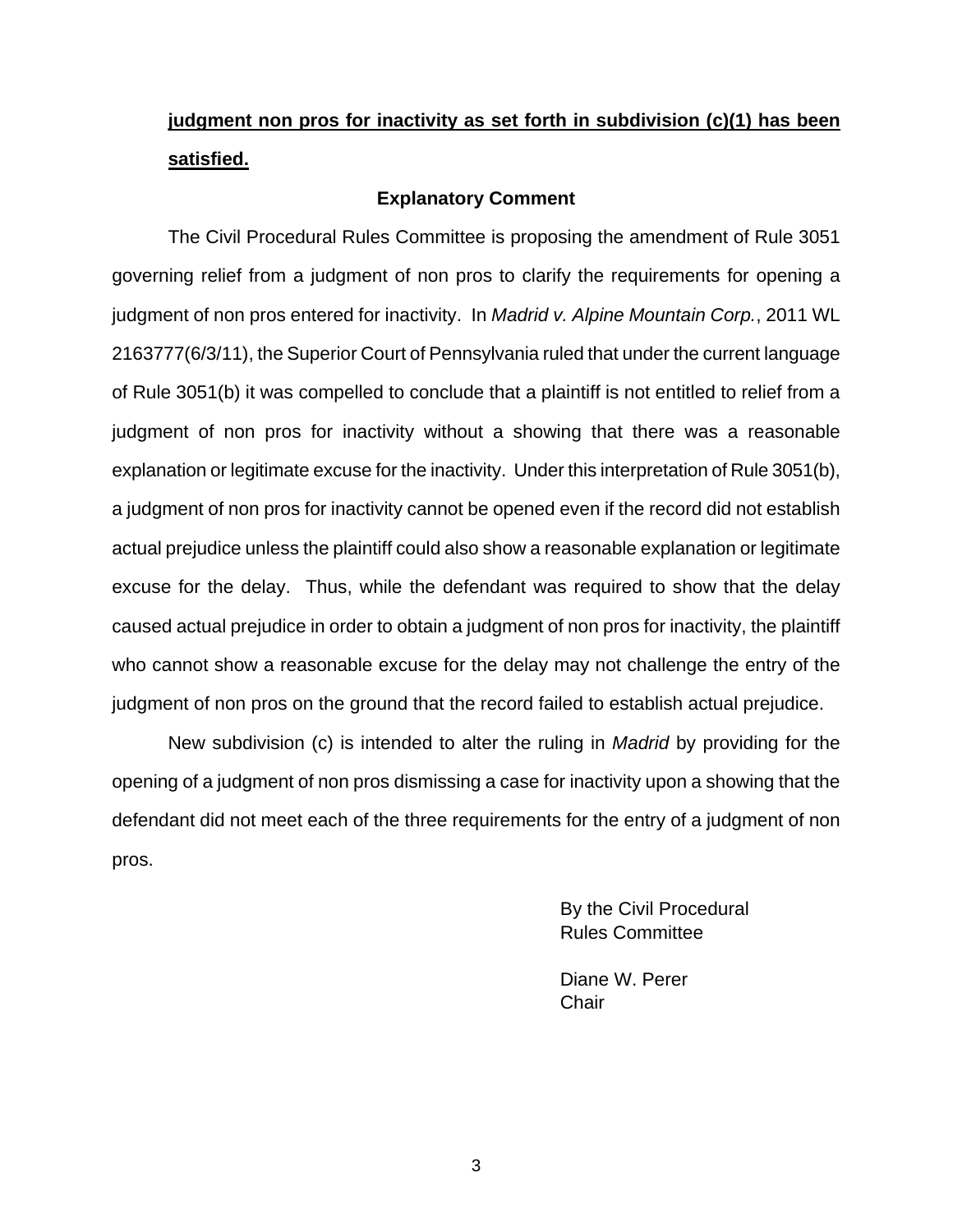**judgment non pros for inactivity as set forth in subdivision (c)(1) has been satisfied.**

**Explanatory Comment**

The Civil Procedural Rules Committee is proposing the amendment of Rule 3051 governing relief from a judgment of non pros to clarify the requirements for opening a judgment of non pros entered for inactivity. In *Madrid v. Alpine Mountain Corp.*, 2011 WL 2163777(6/3/11), the Superior Court of Pennsylvania ruled that under the current language of Rule 3051(b) it was compelled to conclude that a plaintiff is not entitled to relief from a judgment of non pros for inactivity without a showing that there was a reasonable explanation or legitimate excuse for the inactivity. Under this interpretation of Rule 3051(b), a judgment of non pros for inactivity cannot be opened even if the record did not establish actual prejudice unless the plaintiff could also show a reasonable explanation or legitimate excuse for the delay. Thus, while the defendant was required to show that the delay caused actual prejudice in order to obtain a judgment of non pros for inactivity, the plaintiff who cannot show a reasonable excuse for the delay may not challenge the entry of the judgment of non pros on the ground that the record failed to establish actual prejudice.

New subdivision (c) is intended to alter the ruling in *Madrid* by providing for the opening of a judgment of non pros dismissing a case for inactivity upon a showing that the defendant did not meet each of the three requirements for the entry of a judgment of non pros.

By the Civil Procedural
Rules Committee

Diane W. Perer
Chair